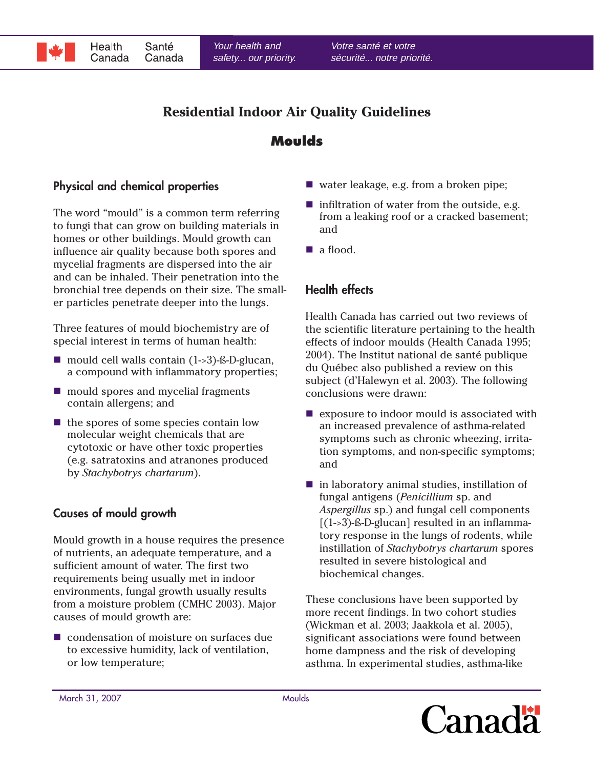# Residential Indoor Air Quality Guidelines

## Moulds

### Physical and chemical properties

The word "mould" is a common term referring to fungi that can grow on building materials in homes or other buildings. Mould growth can influence air quality because both spores and mycelial fragments are dispersed into the air and can be inhaled. Their penetration into the bronchial tree depends on their size. The smaller particles penetrate deeper into the lungs.

Three features of mould biochemistry are of special interest in terms of human health:

- mould cell walls contain (1->3)-ß-D-glucan, a compound with inflammatory properties;
- mould spores and mycelial fragments contain allergens; and
- the spores of some species contain low molecular weight chemicals that are cytotoxic or have other toxic properties (e.g. satratoxins and atranones produced by *Stachybotrys chartarum*).

### Causes of mould growth

Mould growth in a house requires the presence of nutrients, an adequate temperature, and a sufficient amount of water. The first two requirements being usually met in indoor environments, fungal growth usually results from a moisture problem (CMHC 2003). Major causes of mould growth are:

- condensation of moisture on surfaces due to excessive humidity, lack of ventilation, or low temperature;
- water leakage, e.g. from a broken pipe;
- infiltration of water from the outside, e.g. from a leaking roof or a cracked basement; and
- a flood.

### Health effects

Health Canada has carried out two reviews of the scientific literature pertaining to the health effects of indoor moulds (Health Canada 1995; 2004). The Institut national de santé publique du Québec also published a review on this subject (d'Halewyn et al. 2003). The following conclusions were drawn:

- exposure to indoor mould is associated with an increased prevalence of asthma-related symptoms such as chronic wheezing, irritation symptoms, and non-specific symptoms; and
- in laboratory animal studies, instillation of fungal antigens (*Penicillium* sp. and *Aspergillus* sp.) and fungal cell components [(1->3)-ß-D-glucan] resulted in an inflammatory response in the lungs of rodents, while instillation of *Stachybotrys chartarum* spores resulted in severe histological and biochemical changes.

These conclusions have been supported by more recent findings. In two cohort studies (Wickman et al. 2003; Jaakkola et al. 2005), significant associations were found between home dampness and the risk of developing asthma. In experimental studies, asthma-like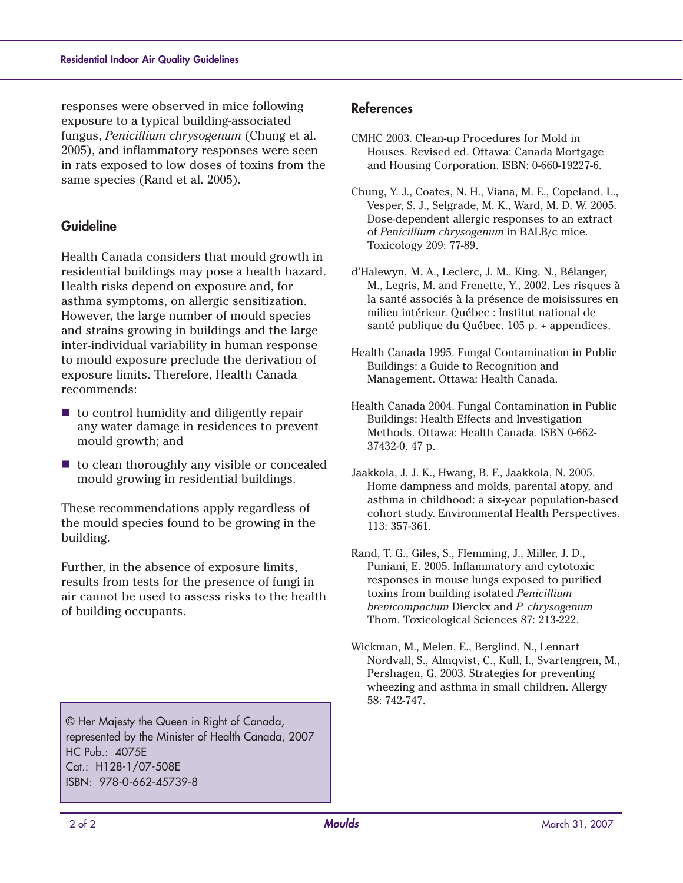responses were observed in mice following exposure to a typical building-associated fungus, *Penicillium chrysogenum* (Chung et al. 2005), and inflammatory responses were seen in rats exposed to low doses of toxins from the same species (Rand et al. 2005).

## Guideline

Health Canada considers that mould growth in residential buildings may pose a health hazard. Health risks depend on exposure and, for asthma symptoms, on allergic sensitization. However, the large number of mould species and strains growing in buildings and the large inter-individual variability in human response to mould exposure preclude the derivation of exposure limits. Therefore, Health Canada recommends:

- to control humidity and diligently repair any water damage in residences to prevent mould growth; and
- to clean thoroughly any visible or concealed mould growing in residential buildings.

These recommendations apply regardless of the mould species found to be growing in the building.

Further, in the absence of exposure limits, results from tests for the presence of fungi in air cannot be used to assess risks to the health of building occupants.

© Her Majesty the Queen in Right of Canada, represented by the Minister of Health Canada, 2007
HC Pub.: 4075E
Cat.: H128-1/07-508E
ISBN: 978-0-662-45739-8

## References

CMHC 2003. Clean-up Procedures for Mold in Houses. Revised ed. Ottawa: Canada Mortgage and Housing Corporation. ISBN: 0-660-19227-6.

Chung, Y. J., Coates, N. H., Viana, M. E., Copeland, L., Vesper, S. J., Selgrade, M. K., Ward, M. D. W. 2005. Dose-dependent allergic responses to an extract of *Penicillium chrysogenum* in BALB/c mice. Toxicology 209: 77-89.

d'Halewyn, M. A., Leclerc, J. M., King, N., Bélanger, M., Legris, M. and Frenette, Y., 2002. Les risques à la santé associés à la présence de moisissures en milieu intérieur. Québec : Institut national de santé publique du Québec. 105 p. + appendices.

Health Canada 1995. Fungal Contamination in Public Buildings: a Guide to Recognition and Management. Ottawa: Health Canada.

Health Canada 2004. Fungal Contamination in Public Buildings: Health Effects and Investigation Methods. Ottawa: Health Canada. ISBN 0-662-37432-0. 47 p.

Jaakkola, J. J. K., Hwang, B. F., Jaakkola, N. 2005. Home dampness and molds, parental atopy, and asthma in childhood: a six-year population-based cohort study. Environmental Health Perspectives. 113: 357-361.

Rand, T. G., Giles, S., Flemming, J., Miller, J. D., Puniani, E. 2005. Inflammatory and cytotoxic responses in mouse lungs exposed to purified toxins from building isolated *Penicillium brevicompactum* Dierckx and *P. chrysogenum* Thom. Toxicological Sciences 87: 213-222.

Wickman, M., Melen, E., Berglind, N., Lennart Nordvall, S., Almqvist, C., Kull, I., Svartengren, M., Pershagen, G. 2003. Strategies for preventing wheezing and asthma in small children. Allergy 58: 742-747.